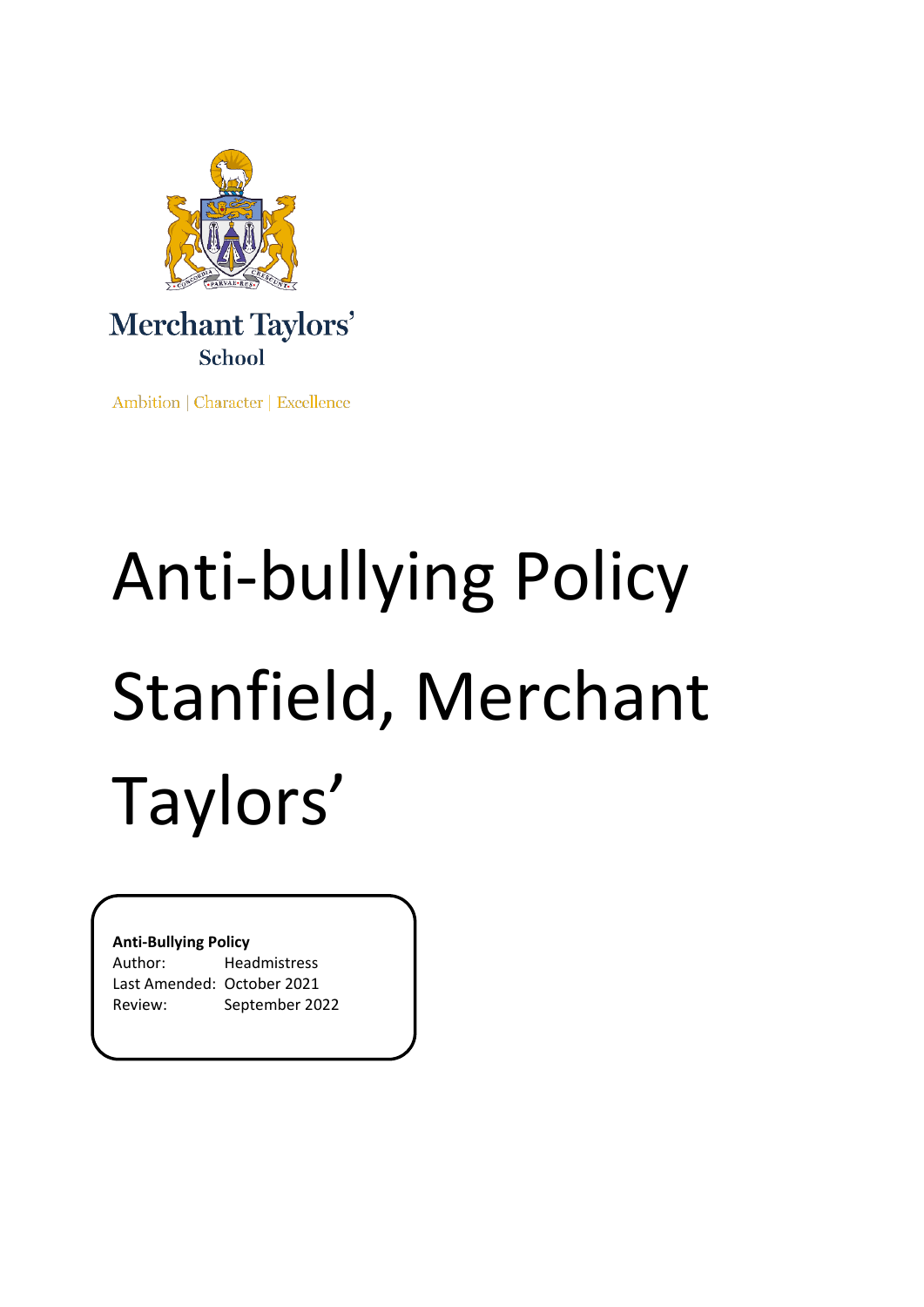Merchant Taylors'
School

Ambition | Character | Excellence

# Anti-bullying Policy Stanfield, Merchant Taylors'

**Anti-Bullying Policy**
Author: Headmistress
Last Amended: October 2021
Review: September 2022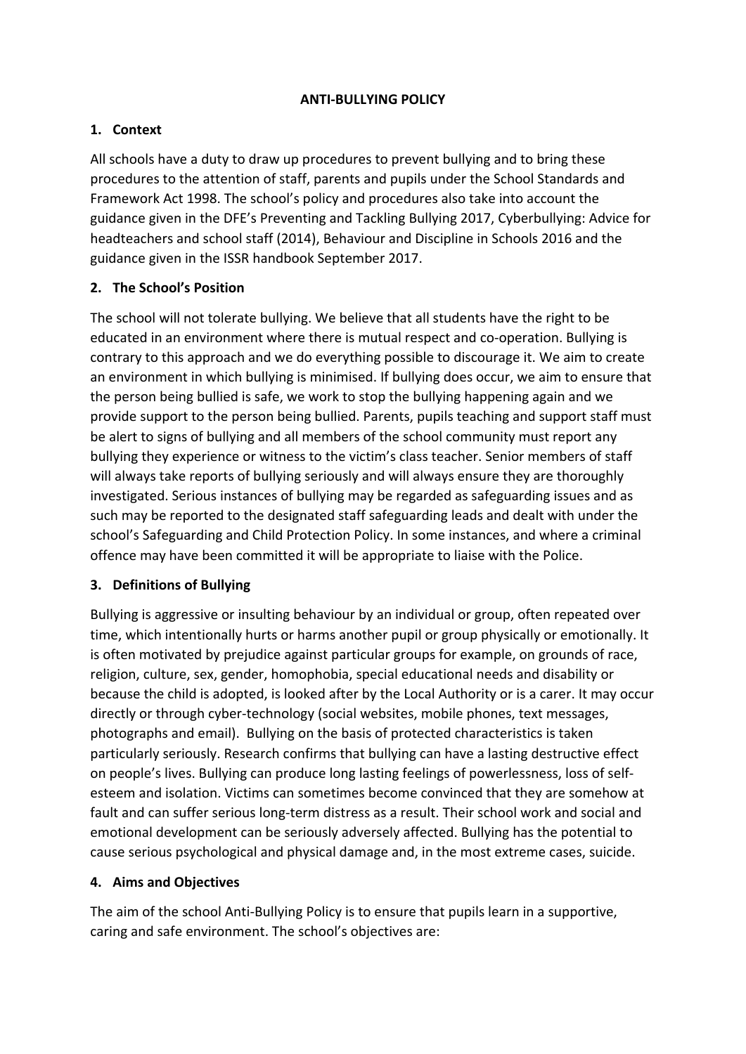# ANTI-BULLYING POLICY

## 1. Context

All schools have a duty to draw up procedures to prevent bullying and to bring these procedures to the attention of staff, parents and pupils under the School Standards and Framework Act 1998. The school's policy and procedures also take into account the guidance given in the DFE's Preventing and Tackling Bullying 2017, Cyberbullying: Advice for headteachers and school staff (2014), Behaviour and Discipline in Schools 2016 and the guidance given in the ISSR handbook September 2017.

## 2. The School's Position

The school will not tolerate bullying. We believe that all students have the right to be educated in an environment where there is mutual respect and co-operation. Bullying is contrary to this approach and we do everything possible to discourage it. We aim to create an environment in which bullying is minimised. If bullying does occur, we aim to ensure that the person being bullied is safe, we work to stop the bullying happening again and we provide support to the person being bullied. Parents, pupils teaching and support staff must be alert to signs of bullying and all members of the school community must report any bullying they experience or witness to the victim's class teacher. Senior members of staff will always take reports of bullying seriously and will always ensure they are thoroughly investigated. Serious instances of bullying may be regarded as safeguarding issues and as such may be reported to the designated staff safeguarding leads and dealt with under the school's Safeguarding and Child Protection Policy. In some instances, and where a criminal offence may have been committed it will be appropriate to liaise with the Police.

## 3. Definitions of Bullying

Bullying is aggressive or insulting behaviour by an individual or group, often repeated over time, which intentionally hurts or harms another pupil or group physically or emotionally. It is often motivated by prejudice against particular groups for example, on grounds of race, religion, culture, sex, gender, homophobia, special educational needs and disability or because the child is adopted, is looked after by the Local Authority or is a carer. It may occur directly or through cyber-technology (social websites, mobile phones, text messages, photographs and email). Bullying on the basis of protected characteristics is taken particularly seriously. Research confirms that bullying can have a lasting destructive effect on people's lives. Bullying can produce long lasting feelings of powerlessness, loss of self-esteem and isolation. Victims can sometimes become convinced that they are somehow at fault and can suffer serious long-term distress as a result. Their school work and social and emotional development can be seriously adversely affected. Bullying has the potential to cause serious psychological and physical damage and, in the most extreme cases, suicide.

## 4. Aims and Objectives

The aim of the school Anti-Bullying Policy is to ensure that pupils learn in a supportive, caring and safe environment. The school's objectives are: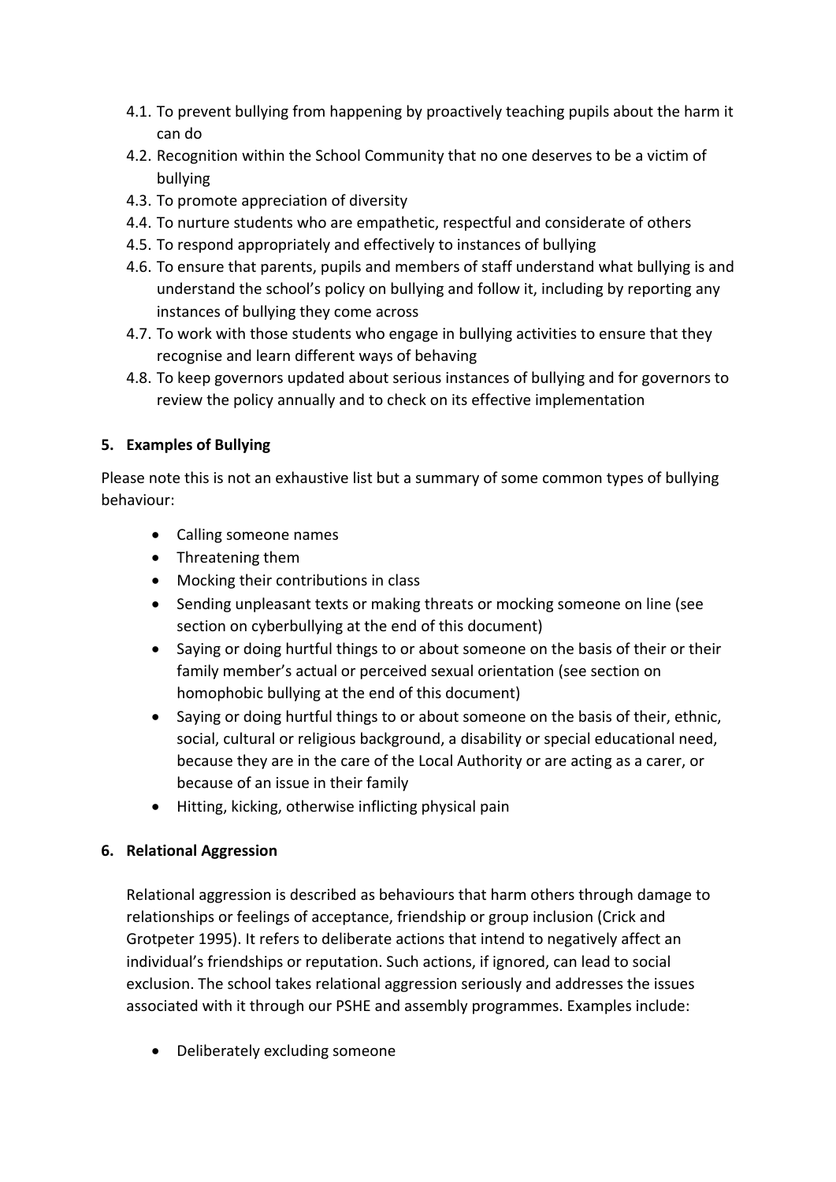4.1. To prevent bullying from happening by proactively teaching pupils about the harm it can do
4.2. Recognition within the School Community that no one deserves to be a victim of bullying
4.3. To promote appreciation of diversity
4.4. To nurture students who are empathetic, respectful and considerate of others
4.5. To respond appropriately and effectively to instances of bullying
4.6. To ensure that parents, pupils and members of staff understand what bullying is and understand the school's policy on bullying and follow it, including by reporting any instances of bullying they come across
4.7. To work with those students who engage in bullying activities to ensure that they recognise and learn different ways of behaving
4.8. To keep governors updated about serious instances of bullying and for governors to review the policy annually and to check on its effective implementation

## 5. Examples of Bullying

Please note this is not an exhaustive list but a summary of some common types of bullying behaviour:

- Calling someone names
- Threatening them
- Mocking their contributions in class
- Sending unpleasant texts or making threats or mocking someone on line (see section on cyberbullying at the end of this document)
- Saying or doing hurtful things to or about someone on the basis of their or their family member's actual or perceived sexual orientation (see section on homophobic bullying at the end of this document)
- Saying or doing hurtful things to or about someone on the basis of their, ethnic, social, cultural or religious background, a disability or special educational need, because they are in the care of the Local Authority or are acting as a carer, or because of an issue in their family
- Hitting, kicking, otherwise inflicting physical pain

## 6. Relational Aggression

Relational aggression is described as behaviours that harm others through damage to relationships or feelings of acceptance, friendship or group inclusion (Crick and Grotpeter 1995). It refers to deliberate actions that intend to negatively affect an individual's friendships or reputation. Such actions, if ignored, can lead to social exclusion. The school takes relational aggression seriously and addresses the issues associated with it through our PSHE and assembly programmes. Examples include:

- Deliberately excluding someone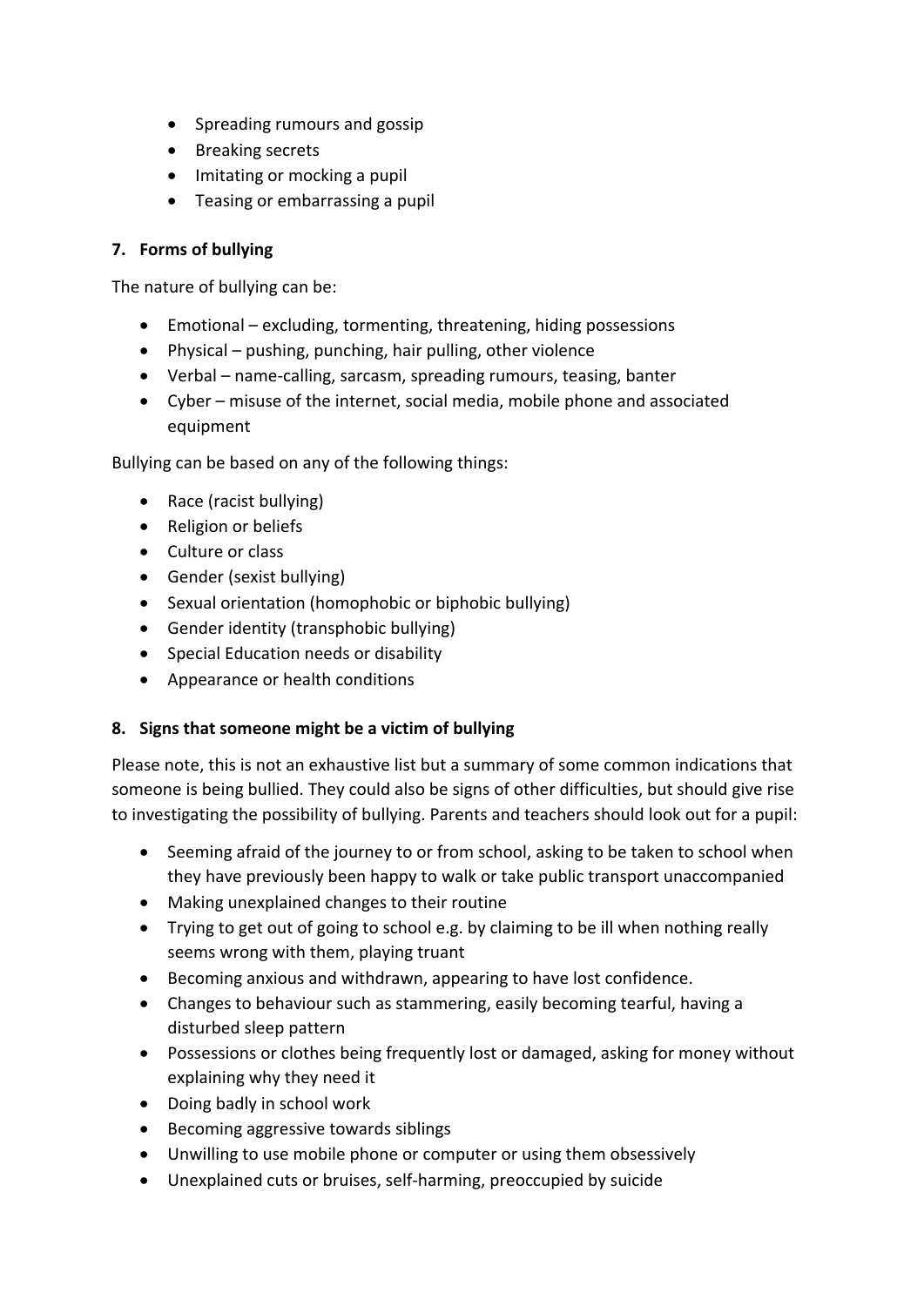- Spreading rumours and gossip
- Breaking secrets
- Imitating or mocking a pupil
- Teasing or embarrassing a pupil

## 7. Forms of bullying

The nature of bullying can be:

- Emotional – excluding, tormenting, threatening, hiding possessions
- Physical – pushing, punching, hair pulling, other violence
- Verbal – name-calling, sarcasm, spreading rumours, teasing, banter
- Cyber – misuse of the internet, social media, mobile phone and associated equipment

Bullying can be based on any of the following things:

- Race (racist bullying)
- Religion or beliefs
- Culture or class
- Gender (sexist bullying)
- Sexual orientation (homophobic or biphobic bullying)
- Gender identity (transphobic bullying)
- Special Education needs or disability
- Appearance or health conditions

## 8. Signs that someone might be a victim of bullying

Please note, this is not an exhaustive list but a summary of some common indications that someone is being bullied. They could also be signs of other difficulties, but should give rise to investigating the possibility of bullying. Parents and teachers should look out for a pupil:

- Seeming afraid of the journey to or from school, asking to be taken to school when they have previously been happy to walk or take public transport unaccompanied
- Making unexplained changes to their routine
- Trying to get out of going to school e.g. by claiming to be ill when nothing really seems wrong with them, playing truant
- Becoming anxious and withdrawn, appearing to have lost confidence.
- Changes to behaviour such as stammering, easily becoming tearful, having a disturbed sleep pattern
- Possessions or clothes being frequently lost or damaged, asking for money without explaining why they need it
- Doing badly in school work
- Becoming aggressive towards siblings
- Unwilling to use mobile phone or computer or using them obsessively
- Unexplained cuts or bruises, self-harming, preoccupied by suicide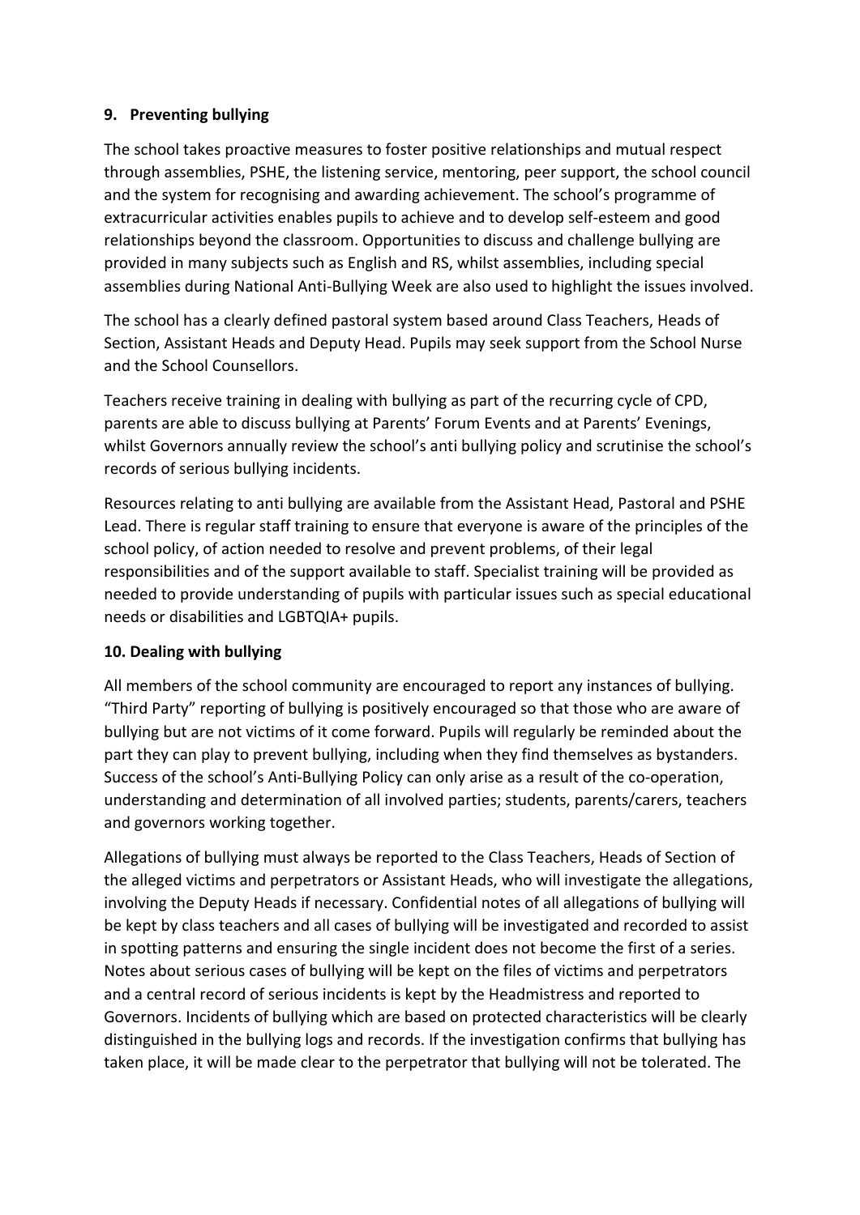## 9. Preventing bullying

The school takes proactive measures to foster positive relationships and mutual respect through assemblies, PSHE, the listening service, mentoring, peer support, the school council and the system for recognising and awarding achievement. The school's programme of extracurricular activities enables pupils to achieve and to develop self-esteem and good relationships beyond the classroom. Opportunities to discuss and challenge bullying are provided in many subjects such as English and RS, whilst assemblies, including special assemblies during National Anti-Bullying Week are also used to highlight the issues involved.

The school has a clearly defined pastoral system based around Class Teachers, Heads of Section, Assistant Heads and Deputy Head. Pupils may seek support from the School Nurse and the School Counsellors.

Teachers receive training in dealing with bullying as part of the recurring cycle of CPD, parents are able to discuss bullying at Parents' Forum Events and at Parents' Evenings, whilst Governors annually review the school's anti bullying policy and scrutinise the school's records of serious bullying incidents.

Resources relating to anti bullying are available from the Assistant Head, Pastoral and PSHE Lead. There is regular staff training to ensure that everyone is aware of the principles of the school policy, of action needed to resolve and prevent problems, of their legal responsibilities and of the support available to staff. Specialist training will be provided as needed to provide understanding of pupils with particular issues such as special educational needs or disabilities and LGBTQIA+ pupils.

## 10. Dealing with bullying

All members of the school community are encouraged to report any instances of bullying. "Third Party" reporting of bullying is positively encouraged so that those who are aware of bullying but are not victims of it come forward. Pupils will regularly be reminded about the part they can play to prevent bullying, including when they find themselves as bystanders. Success of the school's Anti-Bullying Policy can only arise as a result of the co-operation, understanding and determination of all involved parties; students, parents/carers, teachers and governors working together.

Allegations of bullying must always be reported to the Class Teachers, Heads of Section of the alleged victims and perpetrators or Assistant Heads, who will investigate the allegations, involving the Deputy Heads if necessary. Confidential notes of all allegations of bullying will be kept by class teachers and all cases of bullying will be investigated and recorded to assist in spotting patterns and ensuring the single incident does not become the first of a series. Notes about serious cases of bullying will be kept on the files of victims and perpetrators and a central record of serious incidents is kept by the Headmistress and reported to Governors. Incidents of bullying which are based on protected characteristics will be clearly distinguished in the bullying logs and records. If the investigation confirms that bullying has taken place, it will be made clear to the perpetrator that bullying will not be tolerated. The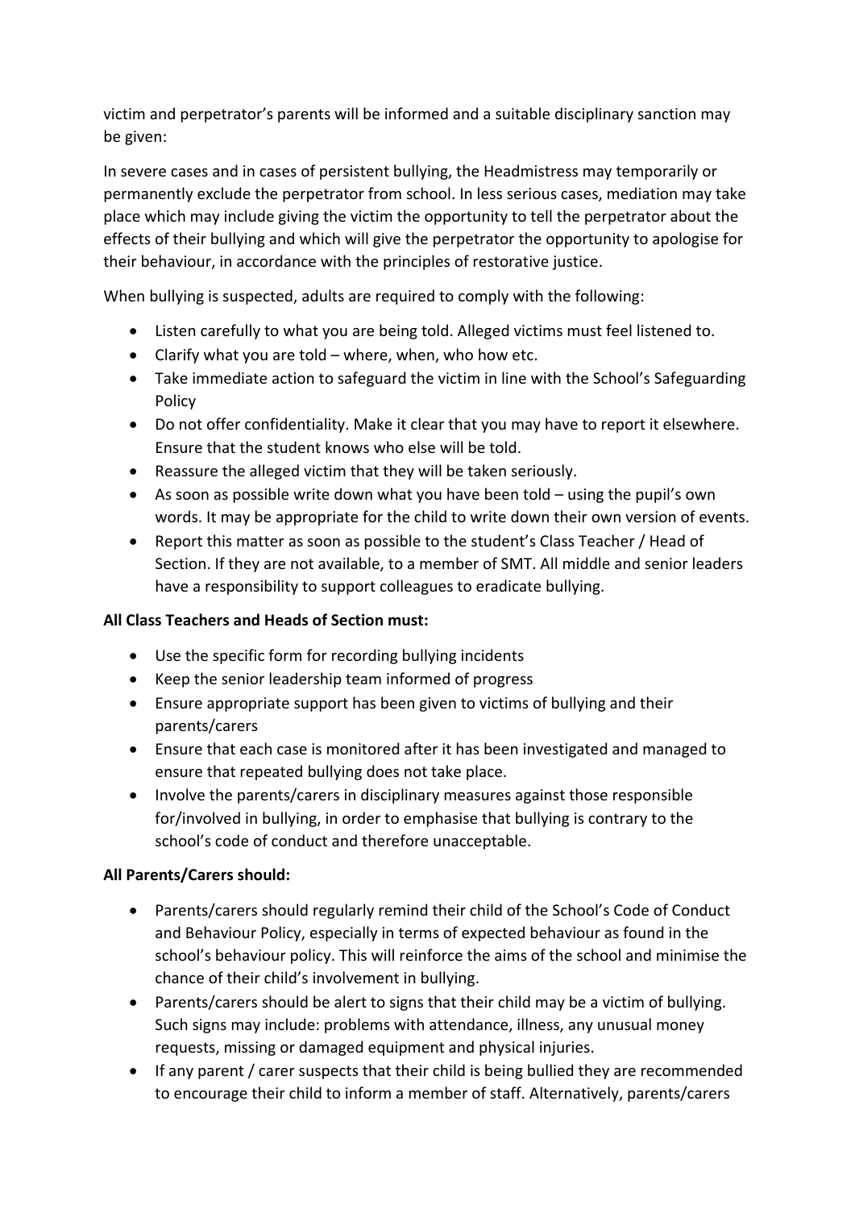victim and perpetrator's parents will be informed and a suitable disciplinary sanction may be given:

In severe cases and in cases of persistent bullying, the Headmistress may temporarily or permanently exclude the perpetrator from school. In less serious cases, mediation may take place which may include giving the victim the opportunity to tell the perpetrator about the effects of their bullying and which will give the perpetrator the opportunity to apologise for their behaviour, in accordance with the principles of restorative justice.

When bullying is suspected, adults are required to comply with the following:

- Listen carefully to what you are being told. Alleged victims must feel listened to.
- Clarify what you are told – where, when, who how etc.
- Take immediate action to safeguard the victim in line with the School's Safeguarding Policy
- Do not offer confidentiality. Make it clear that you may have to report it elsewhere. Ensure that the student knows who else will be told.
- Reassure the alleged victim that they will be taken seriously.
- As soon as possible write down what you have been told – using the pupil's own words. It may be appropriate for the child to write down their own version of events.
- Report this matter as soon as possible to the student's Class Teacher / Head of Section. If they are not available, to a member of SMT. All middle and senior leaders have a responsibility to support colleagues to eradicate bullying.

**All Class Teachers and Heads of Section must:**

- Use the specific form for recording bullying incidents
- Keep the senior leadership team informed of progress
- Ensure appropriate support has been given to victims of bullying and their parents/carers
- Ensure that each case is monitored after it has been investigated and managed to ensure that repeated bullying does not take place.
- Involve the parents/carers in disciplinary measures against those responsible for/involved in bullying, in order to emphasise that bullying is contrary to the school's code of conduct and therefore unacceptable.

**All Parents/Carers should:**

- Parents/carers should regularly remind their child of the School's Code of Conduct and Behaviour Policy, especially in terms of expected behaviour as found in the school's behaviour policy. This will reinforce the aims of the school and minimise the chance of their child's involvement in bullying.
- Parents/carers should be alert to signs that their child may be a victim of bullying. Such signs may include: problems with attendance, illness, any unusual money requests, missing or damaged equipment and physical injuries.
- If any parent / carer suspects that their child is being bullied they are recommended to encourage their child to inform a member of staff. Alternatively, parents/carers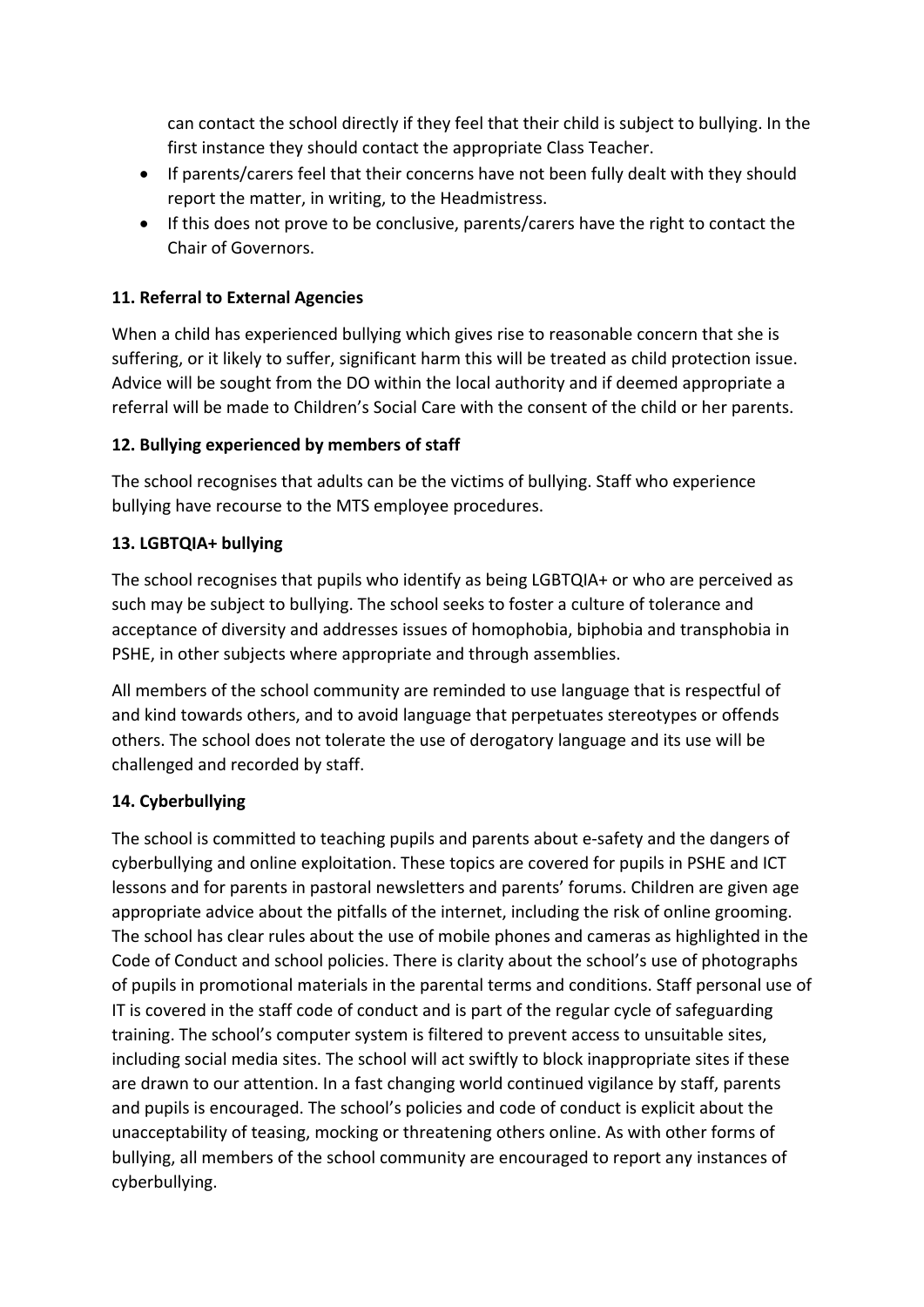can contact the school directly if they feel that their child is subject to bullying. In the first instance they should contact the appropriate Class Teacher.

- If parents/carers feel that their concerns have not been fully dealt with they should report the matter, in writing, to the Headmistress.
- If this does not prove to be conclusive, parents/carers have the right to contact the Chair of Governors.

**11. Referral to External Agencies**

When a child has experienced bullying which gives rise to reasonable concern that she is suffering, or it likely to suffer, significant harm this will be treated as child protection issue. Advice will be sought from the DO within the local authority and if deemed appropriate a referral will be made to Children's Social Care with the consent of the child or her parents.

**12. Bullying experienced by members of staff**

The school recognises that adults can be the victims of bullying. Staff who experience bullying have recourse to the MTS employee procedures.

**13. LGBTQIA+ bullying**

The school recognises that pupils who identify as being LGBTQIA+ or who are perceived as such may be subject to bullying. The school seeks to foster a culture of tolerance and acceptance of diversity and addresses issues of homophobia, biphobia and transphobia in PSHE, in other subjects where appropriate and through assemblies.

All members of the school community are reminded to use language that is respectful of and kind towards others, and to avoid language that perpetuates stereotypes or offends others. The school does not tolerate the use of derogatory language and its use will be challenged and recorded by staff.

**14. Cyberbullying**

The school is committed to teaching pupils and parents about e-safety and the dangers of cyberbullying and online exploitation. These topics are covered for pupils in PSHE and ICT lessons and for parents in pastoral newsletters and parents' forums. Children are given age appropriate advice about the pitfalls of the internet, including the risk of online grooming. The school has clear rules about the use of mobile phones and cameras as highlighted in the Code of Conduct and school policies. There is clarity about the school's use of photographs of pupils in promotional materials in the parental terms and conditions. Staff personal use of IT is covered in the staff code of conduct and is part of the regular cycle of safeguarding training. The school's computer system is filtered to prevent access to unsuitable sites, including social media sites. The school will act swiftly to block inappropriate sites if these are drawn to our attention. In a fast changing world continued vigilance by staff, parents and pupils is encouraged. The school's policies and code of conduct is explicit about the unacceptability of teasing, mocking or threatening others online. As with other forms of bullying, all members of the school community are encouraged to report any instances of cyberbullying.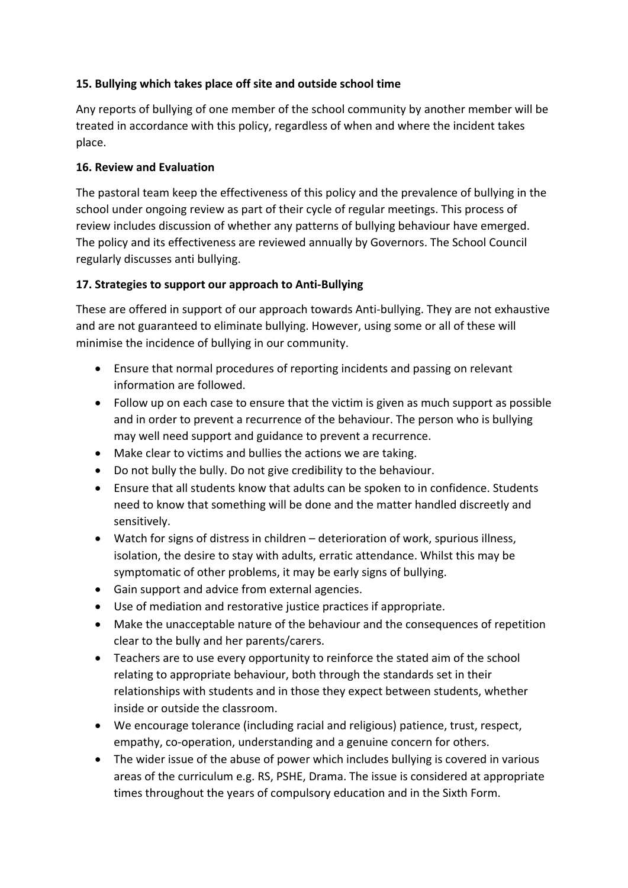**15. Bullying which takes place off site and outside school time**

Any reports of bullying of one member of the school community by another member will be treated in accordance with this policy, regardless of when and where the incident takes place.

**16. Review and Evaluation**

The pastoral team keep the effectiveness of this policy and the prevalence of bullying in the school under ongoing review as part of their cycle of regular meetings. This process of review includes discussion of whether any patterns of bullying behaviour have emerged. The policy and its effectiveness are reviewed annually by Governors. The School Council regularly discusses anti bullying.

**17. Strategies to support our approach to Anti-Bullying**

These are offered in support of our approach towards Anti-bullying. They are not exhaustive and are not guaranteed to eliminate bullying. However, using some or all of these will minimise the incidence of bullying in our community.

- Ensure that normal procedures of reporting incidents and passing on relevant information are followed.
- Follow up on each case to ensure that the victim is given as much support as possible and in order to prevent a recurrence of the behaviour. The person who is bullying may well need support and guidance to prevent a recurrence.
- Make clear to victims and bullies the actions we are taking.
- Do not bully the bully. Do not give credibility to the behaviour.
- Ensure that all students know that adults can be spoken to in confidence. Students need to know that something will be done and the matter handled discreetly and sensitively.
- Watch for signs of distress in children – deterioration of work, spurious illness, isolation, the desire to stay with adults, erratic attendance. Whilst this may be symptomatic of other problems, it may be early signs of bullying.
- Gain support and advice from external agencies.
- Use of mediation and restorative justice practices if appropriate.
- Make the unacceptable nature of the behaviour and the consequences of repetition clear to the bully and her parents/carers.
- Teachers are to use every opportunity to reinforce the stated aim of the school relating to appropriate behaviour, both through the standards set in their relationships with students and in those they expect between students, whether inside or outside the classroom.
- We encourage tolerance (including racial and religious) patience, trust, respect, empathy, co-operation, understanding and a genuine concern for others.
- The wider issue of the abuse of power which includes bullying is covered in various areas of the curriculum e.g. RS, PSHE, Drama. The issue is considered at appropriate times throughout the years of compulsory education and in the Sixth Form.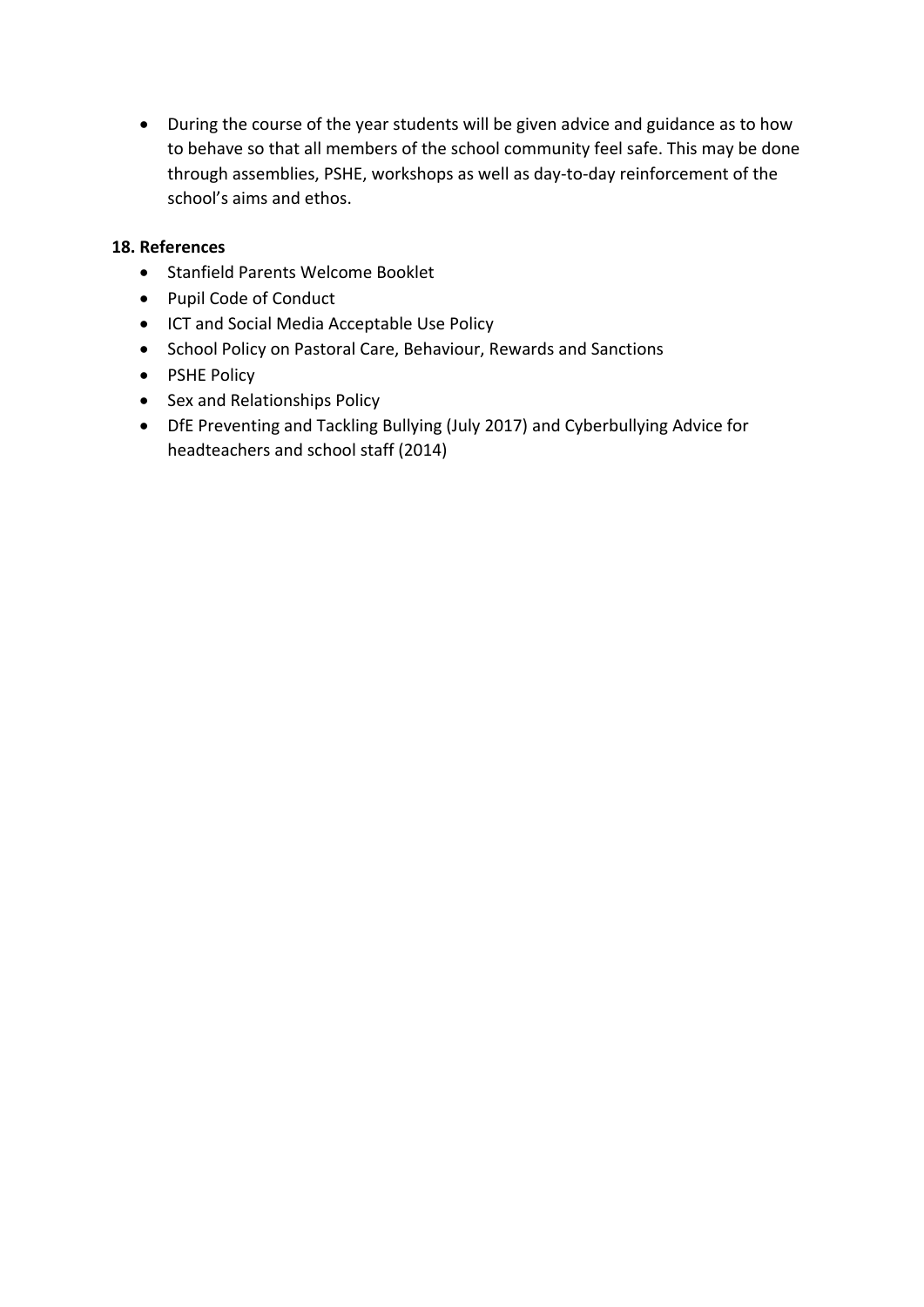- During the course of the year students will be given advice and guidance as to how to behave so that all members of the school community feel safe. This may be done through assemblies, PSHE, workshops as well as day-to-day reinforcement of the school's aims and ethos.

## 18. References

- Stanfield Parents Welcome Booklet
- Pupil Code of Conduct
- ICT and Social Media Acceptable Use Policy
- School Policy on Pastoral Care, Behaviour, Rewards and Sanctions
- PSHE Policy
- Sex and Relationships Policy
- DfE Preventing and Tackling Bullying (July 2017) and Cyberbullying Advice for headteachers and school staff (2014)